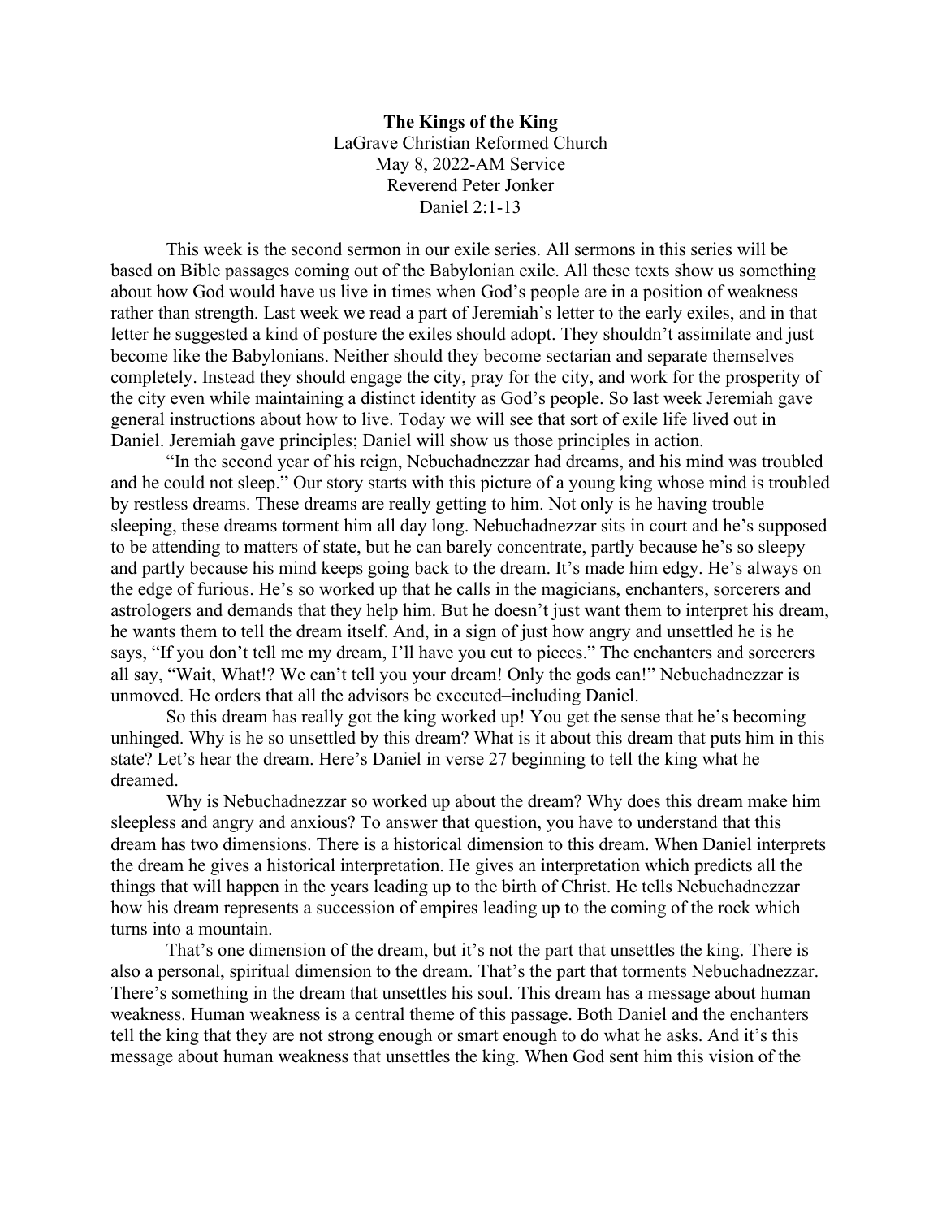**The Kings of the King**

LaGrave Christian Reformed Church
May 8, 2022-AM Service
Reverend Peter Jonker
Daniel 2:1-13

This week is the second sermon in our exile series. All sermons in this series will be based on Bible passages coming out of the Babylonian exile. All these texts show us something about how God would have us live in times when God's people are in a position of weakness rather than strength. Last week we read a part of Jeremiah's letter to the early exiles, and in that letter he suggested a kind of posture the exiles should adopt. They shouldn't assimilate and just become like the Babylonians. Neither should they become sectarian and separate themselves completely. Instead they should engage the city, pray for the city, and work for the prosperity of the city even while maintaining a distinct identity as God's people. So last week Jeremiah gave general instructions about how to live. Today we will see that sort of exile life lived out in Daniel. Jeremiah gave principles; Daniel will show us those principles in action.

"In the second year of his reign, Nebuchadnezzar had dreams, and his mind was troubled and he could not sleep." Our story starts with this picture of a young king whose mind is troubled by restless dreams. These dreams are really getting to him. Not only is he having trouble sleeping, these dreams torment him all day long. Nebuchadnezzar sits in court and he's supposed to be attending to matters of state, but he can barely concentrate, partly because he's so sleepy and partly because his mind keeps going back to the dream. It's made him edgy. He's always on the edge of furious. He's so worked up that he calls in the magicians, enchanters, sorcerers and astrologers and demands that they help him. But he doesn't just want them to interpret his dream, he wants them to tell the dream itself. And, in a sign of just how angry and unsettled he is he says, "If you don't tell me my dream, I'll have you cut to pieces." The enchanters and sorcerers all say, "Wait, What!? We can't tell you your dream! Only the gods can!" Nebuchadnezzar is unmoved. He orders that all the advisors be executed–including Daniel.

So this dream has really got the king worked up! You get the sense that he's becoming unhinged. Why is he so unsettled by this dream? What is it about this dream that puts him in this state? Let's hear the dream. Here's Daniel in verse 27 beginning to tell the king what he dreamed.

Why is Nebuchadnezzar so worked up about the dream? Why does this dream make him sleepless and angry and anxious? To answer that question, you have to understand that this dream has two dimensions. There is a historical dimension to this dream. When Daniel interprets the dream he gives a historical interpretation. He gives an interpretation which predicts all the things that will happen in the years leading up to the birth of Christ. He tells Nebuchadnezzar how his dream represents a succession of empires leading up to the coming of the rock which turns into a mountain.

That's one dimension of the dream, but it's not the part that unsettles the king. There is also a personal, spiritual dimension to the dream. That's the part that torments Nebuchadnezzar. There's something in the dream that unsettles his soul. This dream has a message about human weakness. Human weakness is a central theme of this passage. Both Daniel and the enchanters tell the king that they are not strong enough or smart enough to do what he asks. And it's this message about human weakness that unsettles the king. When God sent him this vision of the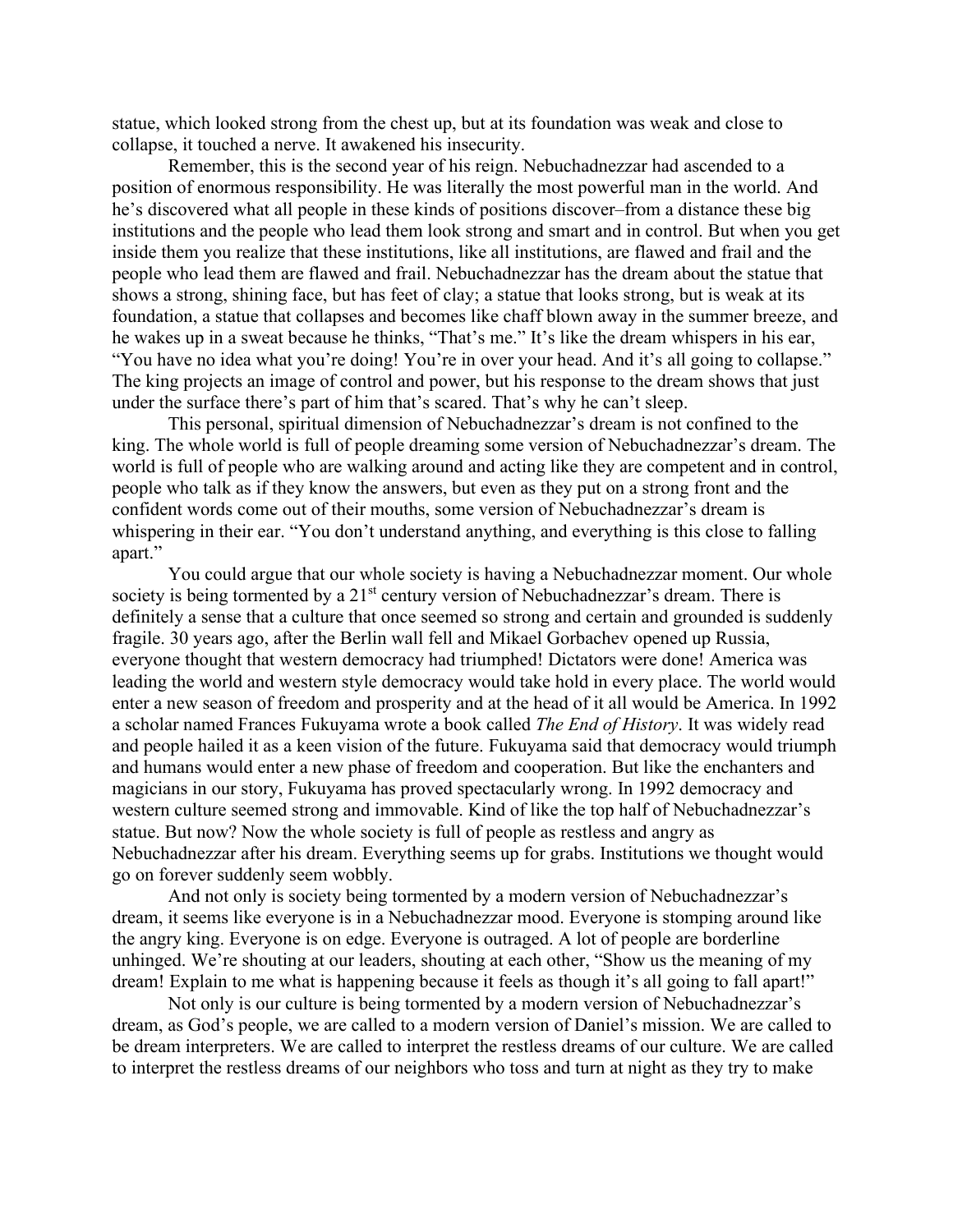statue, which looked strong from the chest up, but at its foundation was weak and close to collapse, it touched a nerve. It awakened his insecurity.

Remember, this is the second year of his reign. Nebuchadnezzar had ascended to a position of enormous responsibility. He was literally the most powerful man in the world. And he's discovered what all people in these kinds of positions discover–from a distance these big institutions and the people who lead them look strong and smart and in control. But when you get inside them you realize that these institutions, like all institutions, are flawed and frail and the people who lead them are flawed and frail. Nebuchadnezzar has the dream about the statue that shows a strong, shining face, but has feet of clay; a statue that looks strong, but is weak at its foundation, a statue that collapses and becomes like chaff blown away in the summer breeze, and he wakes up in a sweat because he thinks, "That's me." It's like the dream whispers in his ear, "You have no idea what you're doing! You're in over your head. And it's all going to collapse." The king projects an image of control and power, but his response to the dream shows that just under the surface there's part of him that's scared. That's why he can't sleep.

This personal, spiritual dimension of Nebuchadnezzar's dream is not confined to the king. The whole world is full of people dreaming some version of Nebuchadnezzar's dream. The world is full of people who are walking around and acting like they are competent and in control, people who talk as if they know the answers, but even as they put on a strong front and the confident words come out of their mouths, some version of Nebuchadnezzar's dream is whispering in their ear. "You don't understand anything, and everything is this close to falling apart."

You could argue that our whole society is having a Nebuchadnezzar moment. Our whole society is being tormented by a 21st century version of Nebuchadnezzar's dream. There is definitely a sense that a culture that once seemed so strong and certain and grounded is suddenly fragile. 30 years ago, after the Berlin wall fell and Mikael Gorbachev opened up Russia, everyone thought that western democracy had triumphed! Dictators were done! America was leading the world and western style democracy would take hold in every place. The world would enter a new season of freedom and prosperity and at the head of it all would be America. In 1992 a scholar named Frances Fukuyama wrote a book called *The End of History*. It was widely read and people hailed it as a keen vision of the future. Fukuyama said that democracy would triumph and humans would enter a new phase of freedom and cooperation. But like the enchanters and magicians in our story, Fukuyama has proved spectacularly wrong. In 1992 democracy and western culture seemed strong and immovable. Kind of like the top half of Nebuchadnezzar's statue. But now? Now the whole society is full of people as restless and angry as Nebuchadnezzar after his dream. Everything seems up for grabs. Institutions we thought would go on forever suddenly seem wobbly.

And not only is society being tormented by a modern version of Nebuchadnezzar's dream, it seems like everyone is in a Nebuchadnezzar mood. Everyone is stomping around like the angry king. Everyone is on edge. Everyone is outraged. A lot of people are borderline unhinged. We're shouting at our leaders, shouting at each other, "Show us the meaning of my dream! Explain to me what is happening because it feels as though it's all going to fall apart!"

Not only is our culture is being tormented by a modern version of Nebuchadnezzar's dream, as God's people, we are called to a modern version of Daniel's mission. We are called to be dream interpreters. We are called to interpret the restless dreams of our culture. We are called to interpret the restless dreams of our neighbors who toss and turn at night as they try to make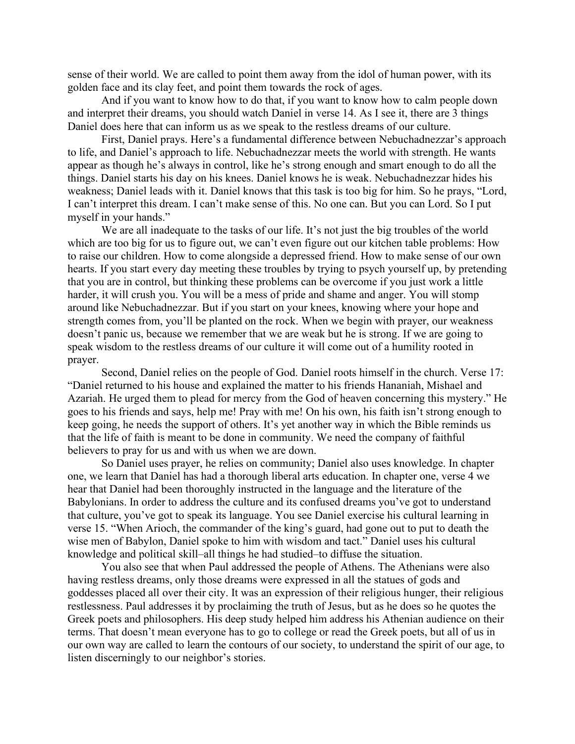sense of their world. We are called to point them away from the idol of human power, with its golden face and its clay feet, and point them towards the rock of ages.

And if you want to know how to do that, if you want to know how to calm people down and interpret their dreams, you should watch Daniel in verse 14. As I see it, there are 3 things Daniel does here that can inform us as we speak to the restless dreams of our culture.

First, Daniel prays. Here's a fundamental difference between Nebuchadnezzar's approach to life, and Daniel's approach to life. Nebuchadnezzar meets the world with strength. He wants appear as though he's always in control, like he's strong enough and smart enough to do all the things. Daniel starts his day on his knees. Daniel knows he is weak. Nebuchadnezzar hides his weakness; Daniel leads with it. Daniel knows that this task is too big for him. So he prays, "Lord, I can't interpret this dream. I can't make sense of this. No one can. But you can Lord. So I put myself in your hands."

We are all inadequate to the tasks of our life. It's not just the big troubles of the world which are too big for us to figure out, we can't even figure out our kitchen table problems: How to raise our children. How to come alongside a depressed friend. How to make sense of our own hearts. If you start every day meeting these troubles by trying to psych yourself up, by pretending that you are in control, but thinking these problems can be overcome if you just work a little harder, it will crush you. You will be a mess of pride and shame and anger. You will stomp around like Nebuchadnezzar. But if you start on your knees, knowing where your hope and strength comes from, you'll be planted on the rock. When we begin with prayer, our weakness doesn't panic us, because we remember that we are weak but he is strong. If we are going to speak wisdom to the restless dreams of our culture it will come out of a humility rooted in prayer.

Second, Daniel relies on the people of God. Daniel roots himself in the church. Verse 17: "Daniel returned to his house and explained the matter to his friends Hananiah, Mishael and Azariah. He urged them to plead for mercy from the God of heaven concerning this mystery." He goes to his friends and says, help me! Pray with me! On his own, his faith isn't strong enough to keep going, he needs the support of others. It's yet another way in which the Bible reminds us that the life of faith is meant to be done in community. We need the company of faithful believers to pray for us and with us when we are down.

So Daniel uses prayer, he relies on community; Daniel also uses knowledge. In chapter one, we learn that Daniel has had a thorough liberal arts education. In chapter one, verse 4 we hear that Daniel had been thoroughly instructed in the language and the literature of the Babylonians. In order to address the culture and its confused dreams you've got to understand that culture, you've got to speak its language. You see Daniel exercise his cultural learning in verse 15. "When Arioch, the commander of the king's guard, had gone out to put to death the wise men of Babylon, Daniel spoke to him with wisdom and tact." Daniel uses his cultural knowledge and political skill–all things he had studied–to diffuse the situation.

You also see that when Paul addressed the people of Athens. The Athenians were also having restless dreams, only those dreams were expressed in all the statues of gods and goddesses placed all over their city. It was an expression of their religious hunger, their religious restlessness. Paul addresses it by proclaiming the truth of Jesus, but as he does so he quotes the Greek poets and philosophers. His deep study helped him address his Athenian audience on their terms. That doesn't mean everyone has to go to college or read the Greek poets, but all of us in our own way are called to learn the contours of our society, to understand the spirit of our age, to listen discerningly to our neighbor's stories.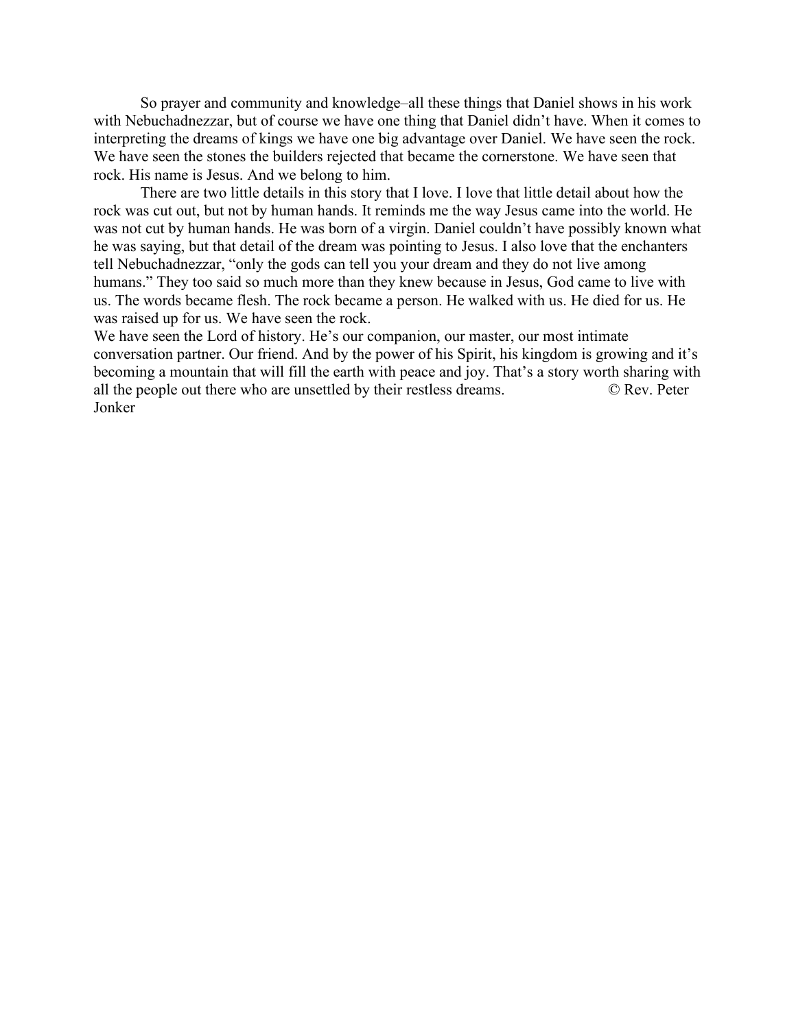So prayer and community and knowledge–all these things that Daniel shows in his work with Nebuchadnezzar, but of course we have one thing that Daniel didn't have. When it comes to interpreting the dreams of kings we have one big advantage over Daniel. We have seen the rock. We have seen the stones the builders rejected that became the cornerstone. We have seen that rock. His name is Jesus. And we belong to him.

There are two little details in this story that I love. I love that little detail about how the rock was cut out, but not by human hands. It reminds me the way Jesus came into the world. He was not cut by human hands. He was born of a virgin. Daniel couldn't have possibly known what he was saying, but that detail of the dream was pointing to Jesus. I also love that the enchanters tell Nebuchadnezzar, "only the gods can tell you your dream and they do not live among humans." They too said so much more than they knew because in Jesus, God came to live with us. The words became flesh. The rock became a person. He walked with us. He died for us. He was raised up for us. We have seen the rock.

We have seen the Lord of history. He's our companion, our master, our most intimate conversation partner. Our friend. And by the power of his Spirit, his kingdom is growing and it's becoming a mountain that will fill the earth with peace and joy. That's a story worth sharing with all the people out there who are unsettled by their restless dreams. © Rev. Peter Jonker